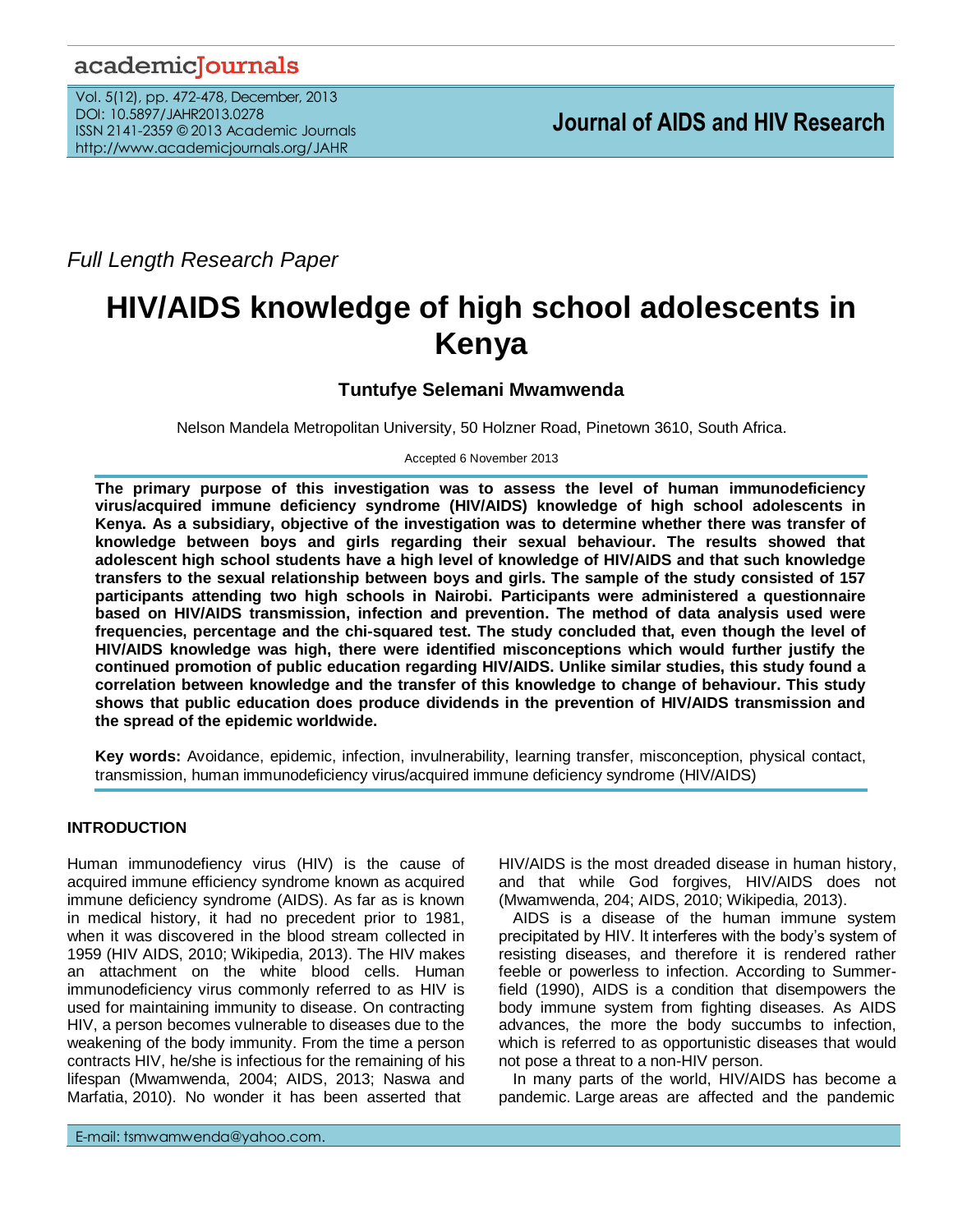*Full Length Research Paper*

# HIV/AIDS knowledge of high school adolescents in Kenya

**Tuntufye Selemani Mwamwenda**

Nelson Mandela Metropolitan University, 50 Holzner Road, Pinetown 3610, South Africa.

Accepted 6 November 2013

**The primary purpose of this investigation was to assess the level of human immunodeficiency virus/acquired immune deficiency syndrome (HIV/AIDS) knowledge of high school adolescents in Kenya. As a subsidiary, objective of the investigation was to determine whether there was transfer of knowledge between boys and girls regarding their sexual behaviour. The results showed that adolescent high school students have a high level of knowledge of HIV/AIDS and that such knowledge transfers to the sexual relationship between boys and girls. The sample of the study consisted of 157 participants attending two high schools in Nairobi. Participants were administered a questionnaire based on HIV/AIDS transmission, infection and prevention. The method of data analysis used were frequencies, percentage and the chi-squared test. The study concluded that, even though the level of HIV/AIDS knowledge was high, there were identified misconceptions which would further justify the continued promotion of public education regarding HIV/AIDS. Unlike similar studies, this study found a correlation between knowledge and the transfer of this knowledge to change of behaviour. This study shows that public education does produce dividends in the prevention of HIV/AIDS transmission and the spread of the epidemic worldwide.**

**Key words:** Avoidance, epidemic, infection, invulnerability, learning transfer, misconception, physical contact, transmission, human immunodeficiency virus/acquired immune deficiency syndrome (HIV/AIDS)

## INTRODUCTION

Human immunodefiency virus (HIV) is the cause of acquired immune efficiency syndrome known as acquired immune deficiency syndrome (AIDS). As far as is known in medical history, it had no precedent prior to 1981, when it was discovered in the blood stream collected in 1959 (HIV AIDS, 2010; Wikipedia, 2013). The HIV makes an attachment on the white blood cells. Human immunodeficiency virus commonly referred to as HIV is used for maintaining immunity to disease. On contracting HIV, a person becomes vulnerable to diseases due to the weakening of the body immunity. From the time a person contracts HIV, he/she is infectious for the remaining of his lifespan (Mwamwenda, 2004; AIDS, 2013; Naswa and Marfatia, 2010). No wonder it has been asserted that HIV/AIDS is the most dreaded disease in human history, and that while God forgives, HIV/AIDS does not (Mwamwenda, 204; AIDS, 2010; Wikipedia, 2013).

AIDS is a disease of the human immune system precipitated by HIV. It interferes with the body's system of resisting diseases, and therefore it is rendered rather feeble or powerless to infection. According to Summerfield (1990), AIDS is a condition that disempowers the body immune system from fighting diseases. As AIDS advances, the more the body succumbs to infection, which is referred to as opportunistic diseases that would not pose a threat to a non-HIV person.

In many parts of the world, HIV/AIDS has become a pandemic. Large areas are affected and the pandemic

E-mail: tsmwamwenda@yahoo.com.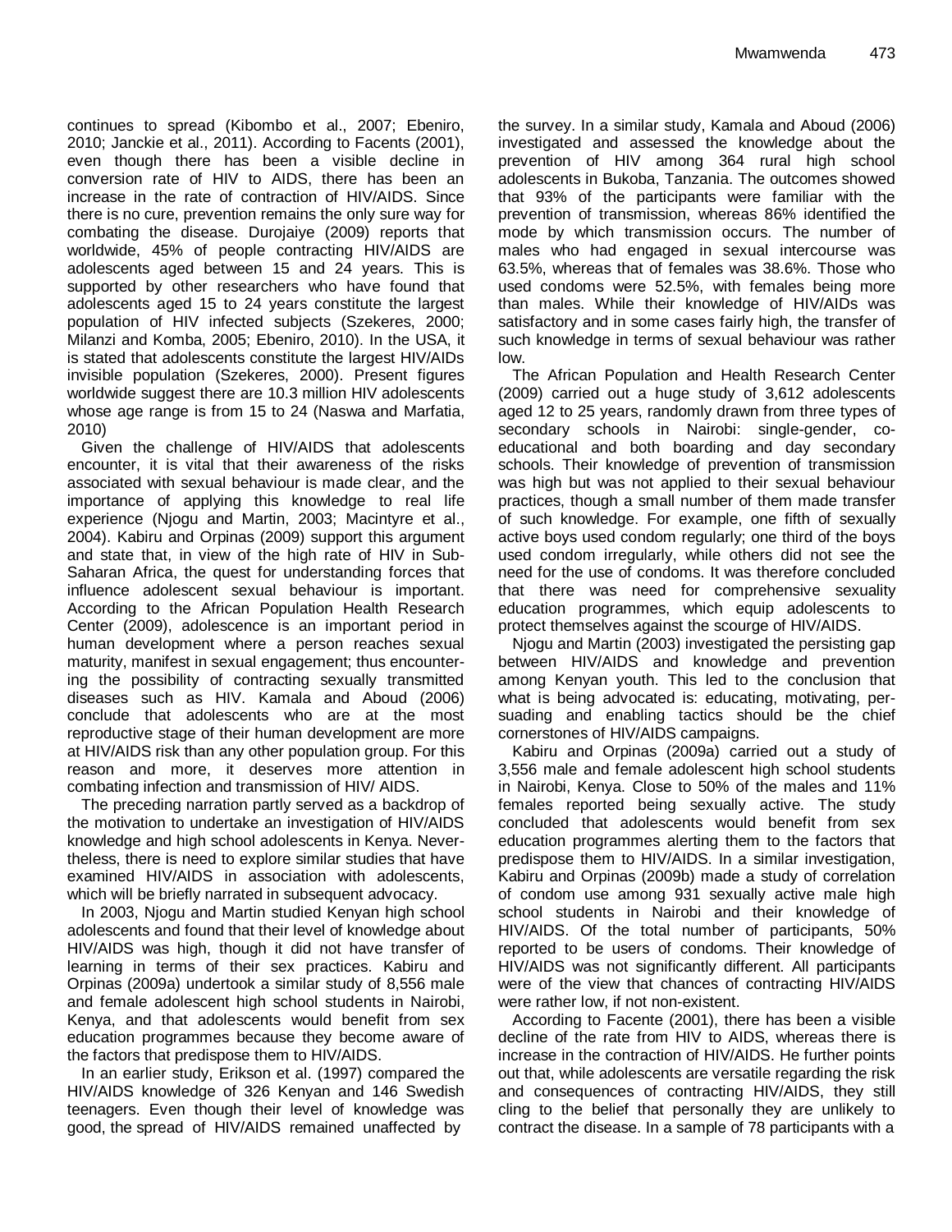continues to spread (Kibombo et al., 2007; Ebeniro, 2010; Janckie et al., 2011). According to Facents (2001), even though there has been a visible decline in conversion rate of HIV to AIDS, there has been an increase in the rate of contraction of HIV/AIDS. Since there is no cure, prevention remains the only sure way for combating the disease. Durojaiye (2009) reports that worldwide, 45% of people contracting HIV/AIDS are adolescents aged between 15 and 24 years. This is supported by other researchers who have found that adolescents aged 15 to 24 years constitute the largest population of HIV infected subjects (Szekeres, 2000; Milanzi and Komba, 2005; Ebeniro, 2010). In the USA, it is stated that adolescents constitute the largest HIV/AIDs invisible population (Szekeres, 2000). Present figures worldwide suggest there are 10.3 million HIV adolescents whose age range is from 15 to 24 (Naswa and Marfatia, 2010)

Given the challenge of HIV/AIDS that adolescents encounter, it is vital that their awareness of the risks associated with sexual behaviour is made clear, and the importance of applying this knowledge to real life experience (Njogu and Martin, 2003; Macintyre et al., 2004). Kabiru and Orpinas (2009) support this argument and state that, in view of the high rate of HIV in Sub-Saharan Africa, the quest for understanding forces that influence adolescent sexual behaviour is important. According to the African Population Health Research Center (2009), adolescence is an important period in human development where a person reaches sexual maturity, manifest in sexual engagement; thus encountering the possibility of contracting sexually transmitted diseases such as HIV. Kamala and Aboud (2006) conclude that adolescents who are at the most reproductive stage of their human development are more at HIV/AIDS risk than any other population group. For this reason and more, it deserves more attention in combating infection and transmission of HIV/ AIDS.

The preceding narration partly served as a backdrop of the motivation to undertake an investigation of HIV/AIDS knowledge and high school adolescents in Kenya. Nevertheless, there is need to explore similar studies that have examined HIV/AIDS in association with adolescents, which will be briefly narrated in subsequent advocacy.

In 2003, Njogu and Martin studied Kenyan high school adolescents and found that their level of knowledge about HIV/AIDS was high, though it did not have transfer of learning in terms of their sex practices. Kabiru and Orpinas (2009a) undertook a similar study of 8,556 male and female adolescent high school students in Nairobi, Kenya, and that adolescents would benefit from sex education programmes because they become aware of the factors that predispose them to HIV/AIDS.

In an earlier study, Erikson et al. (1997) compared the HIV/AIDS knowledge of 326 Kenyan and 146 Swedish teenagers. Even though their level of knowledge was good, the spread of HIV/AIDS remained unaffected by the survey. In a similar study, Kamala and Aboud (2006) investigated and assessed the knowledge about the prevention of HIV among 364 rural high school adolescents in Bukoba, Tanzania. The outcomes showed that 93% of the participants were familiar with the prevention of transmission, whereas 86% identified the mode by which transmission occurs. The number of males who had engaged in sexual intercourse was 63.5%, whereas that of females was 38.6%. Those who used condoms were 52.5%, with females being more than males. While their knowledge of HIV/AIDs was satisfactory and in some cases fairly high, the transfer of such knowledge in terms of sexual behaviour was rather low.

The African Population and Health Research Center (2009) carried out a huge study of 3,612 adolescents aged 12 to 25 years, randomly drawn from three types of secondary schools in Nairobi: single-gender, co-educational and both boarding and day secondary schools. Their knowledge of prevention of transmission was high but was not applied to their sexual behaviour practices, though a small number of them made transfer of such knowledge. For example, one fifth of sexually active boys used condom regularly; one third of the boys used condom irregularly, while others did not see the need for the use of condoms. It was therefore concluded that there was need for comprehensive sexuality education programmes, which equip adolescents to protect themselves against the scourge of HIV/AIDS.

Njogu and Martin (2003) investigated the persisting gap between HIV/AIDS and knowledge and prevention among Kenyan youth. This led to the conclusion that what is being advocated is: educating, motivating, persuading and enabling tactics should be the chief cornerstones of HIV/AIDS campaigns.

Kabiru and Orpinas (2009a) carried out a study of 3,556 male and female adolescent high school students in Nairobi, Kenya. Close to 50% of the males and 11% females reported being sexually active. The study concluded that adolescents would benefit from sex education programmes alerting them to the factors that predispose them to HIV/AIDS. In a similar investigation, Kabiru and Orpinas (2009b) made a study of correlation of condom use among 931 sexually active male high school students in Nairobi and their knowledge of HIV/AIDS. Of the total number of participants, 50% reported to be users of condoms. Their knowledge of HIV/AIDS was not significantly different. All participants were of the view that chances of contracting HIV/AIDS were rather low, if not non-existent.

According to Facente (2001), there has been a visible decline of the rate from HIV to AIDS, whereas there is increase in the contraction of HIV/AIDS. He further points out that, while adolescents are versatile regarding the risk and consequences of contracting HIV/AIDS, they still cling to the belief that personally they are unlikely to contract the disease. In a sample of 78 participants with a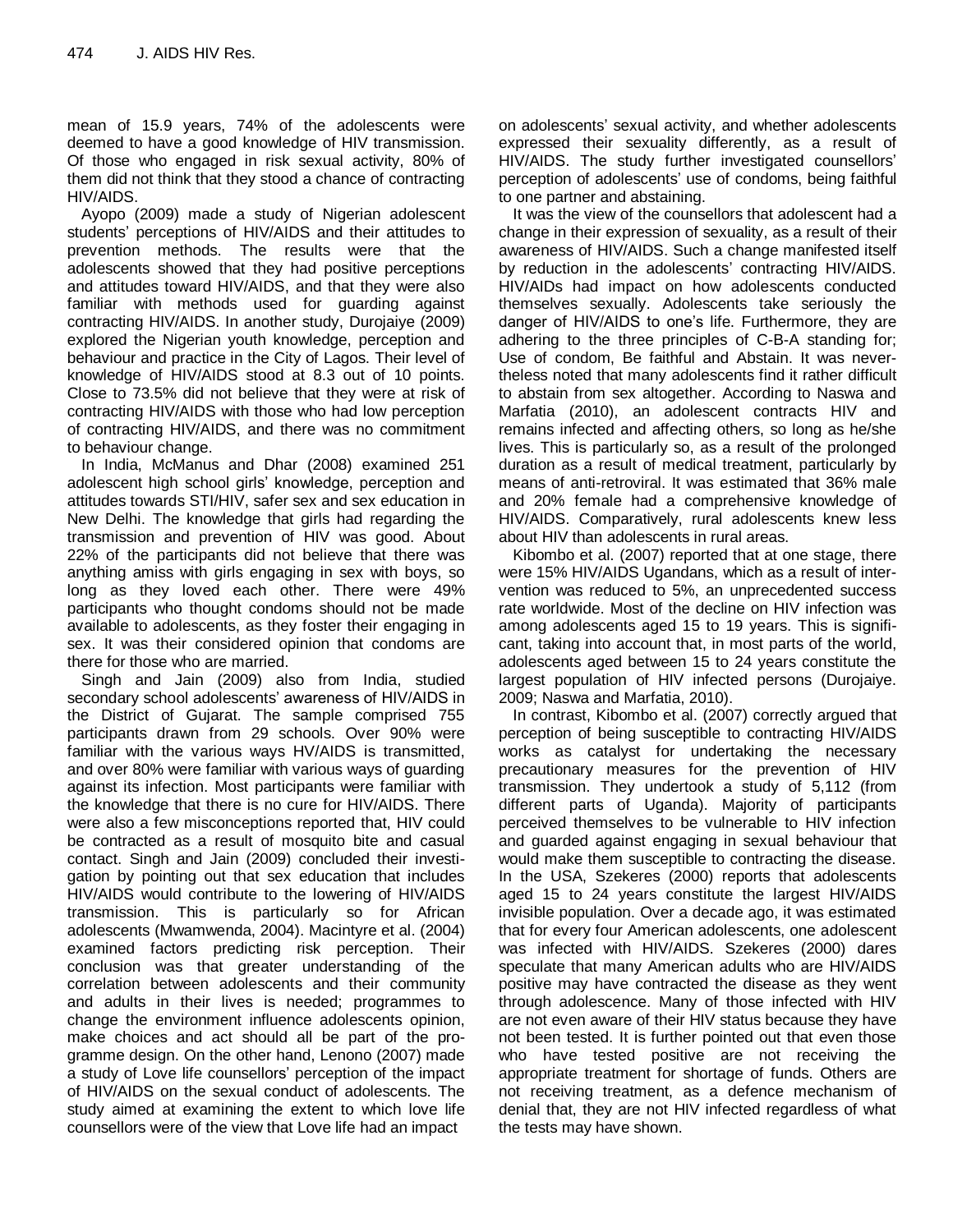mean of 15.9 years, 74% of the adolescents were deemed to have a good knowledge of HIV transmission. Of those who engaged in risk sexual activity, 80% of them did not think that they stood a chance of contracting HIV/AIDS.

Ayopo (2009) made a study of Nigerian adolescent students' perceptions of HIV/AIDS and their attitudes to prevention methods. The results were that the adolescents showed that they had positive perceptions and attitudes toward HIV/AIDS, and that they were also familiar with methods used for guarding against contracting HIV/AIDS. In another study, Durojaiye (2009) explored the Nigerian youth knowledge, perception and behaviour and practice in the City of Lagos. Their level of knowledge of HIV/AIDS stood at 8.3 out of 10 points. Close to 73.5% did not believe that they were at risk of contracting HIV/AIDS with those who had low perception of contracting HIV/AIDS, and there was no commitment to behaviour change.

In India, McManus and Dhar (2008) examined 251 adolescent high school girls' knowledge, perception and attitudes towards STI/HIV, safer sex and sex education in New Delhi. The knowledge that girls had regarding the transmission and prevention of HIV was good. About 22% of the participants did not believe that there was anything amiss with girls engaging in sex with boys, so long as they loved each other. There were 49% participants who thought condoms should not be made available to adolescents, as they foster their engaging in sex. It was their considered opinion that condoms are there for those who are married.

Singh and Jain (2009) also from India, studied secondary school adolescents' awareness of HIV/AIDS in the District of Gujarat. The sample comprised 755 participants drawn from 29 schools. Over 90% were familiar with the various ways HV/AIDS is transmitted, and over 80% were familiar with various ways of guarding against its infection. Most participants were familiar with the knowledge that there is no cure for HIV/AIDS. There were also a few misconceptions reported that, HIV could be contracted as a result of mosquito bite and casual contact. Singh and Jain (2009) concluded their investigation by pointing out that sex education that includes HIV/AIDS would contribute to the lowering of HIV/AIDS transmission. This is particularly so for African adolescents (Mwamwenda, 2004). Macintyre et al. (2004) examined factors predicting risk perception. Their conclusion was that greater understanding of the correlation between adolescents and their community and adults in their lives is needed; programmes to change the environment influence adolescents opinion, make choices and act should all be part of the programme design. On the other hand, Lenono (2007) made a study of Love life counsellors' perception of the impact of HIV/AIDS on the sexual conduct of adolescents. The study aimed at examining the extent to which love life counsellors were of the view that Love life had an impact on adolescents' sexual activity, and whether adolescents expressed their sexuality differently, as a result of HIV/AIDS. The study further investigated counsellors' perception of adolescents' use of condoms, being faithful to one partner and abstaining.

It was the view of the counsellors that adolescent had a change in their expression of sexuality, as a result of their awareness of HIV/AIDS. Such a change manifested itself by reduction in the adolescents' contracting HIV/AIDS. HIV/AIDs had impact on how adolescents conducted themselves sexually. Adolescents take seriously the danger of HIV/AIDS to one's life. Furthermore, they are adhering to the three principles of C-B-A standing for; Use of condom, Be faithful and Abstain. It was nevertheless noted that many adolescents find it rather difficult to abstain from sex altogether. According to Naswa and Marfatia (2010), an adolescent contracts HIV and remains infected and affecting others, so long as he/she lives. This is particularly so, as a result of the prolonged duration as a result of medical treatment, particularly by means of anti-retroviral. It was estimated that 36% male and 20% female had a comprehensive knowledge of HIV/AIDS. Comparatively, rural adolescents knew less about HIV than adolescents in rural areas.

Kibombo et al. (2007) reported that at one stage, there were 15% HIV/AIDS Ugandans, which as a result of intervention was reduced to 5%, an unprecedented success rate worldwide. Most of the decline on HIV infection was among adolescents aged 15 to 19 years. This is significant, taking into account that, in most parts of the world, adolescents aged between 15 to 24 years constitute the largest population of HIV infected persons (Durojaiye. 2009; Naswa and Marfatia, 2010).

In contrast, Kibombo et al. (2007) correctly argued that perception of being susceptible to contracting HIV/AIDS works as catalyst for undertaking the necessary precautionary measures for the prevention of HIV transmission. They undertook a study of 5,112 (from different parts of Uganda). Majority of participants perceived themselves to be vulnerable to HIV infection and guarded against engaging in sexual behaviour that would make them susceptible to contracting the disease. In the USA, Szekeres (2000) reports that adolescents aged 15 to 24 years constitute the largest HIV/AIDS invisible population. Over a decade ago, it was estimated that for every four American adolescents, one adolescent was infected with HIV/AIDS. Szekeres (2000) dares speculate that many American adults who are HIV/AIDS positive may have contracted the disease as they went through adolescence. Many of those infected with HIV are not even aware of their HIV status because they have not been tested. It is further pointed out that even those who have tested positive are not receiving the appropriate treatment for shortage of funds. Others are not receiving treatment, as a defence mechanism of denial that, they are not HIV infected regardless of what the tests may have shown.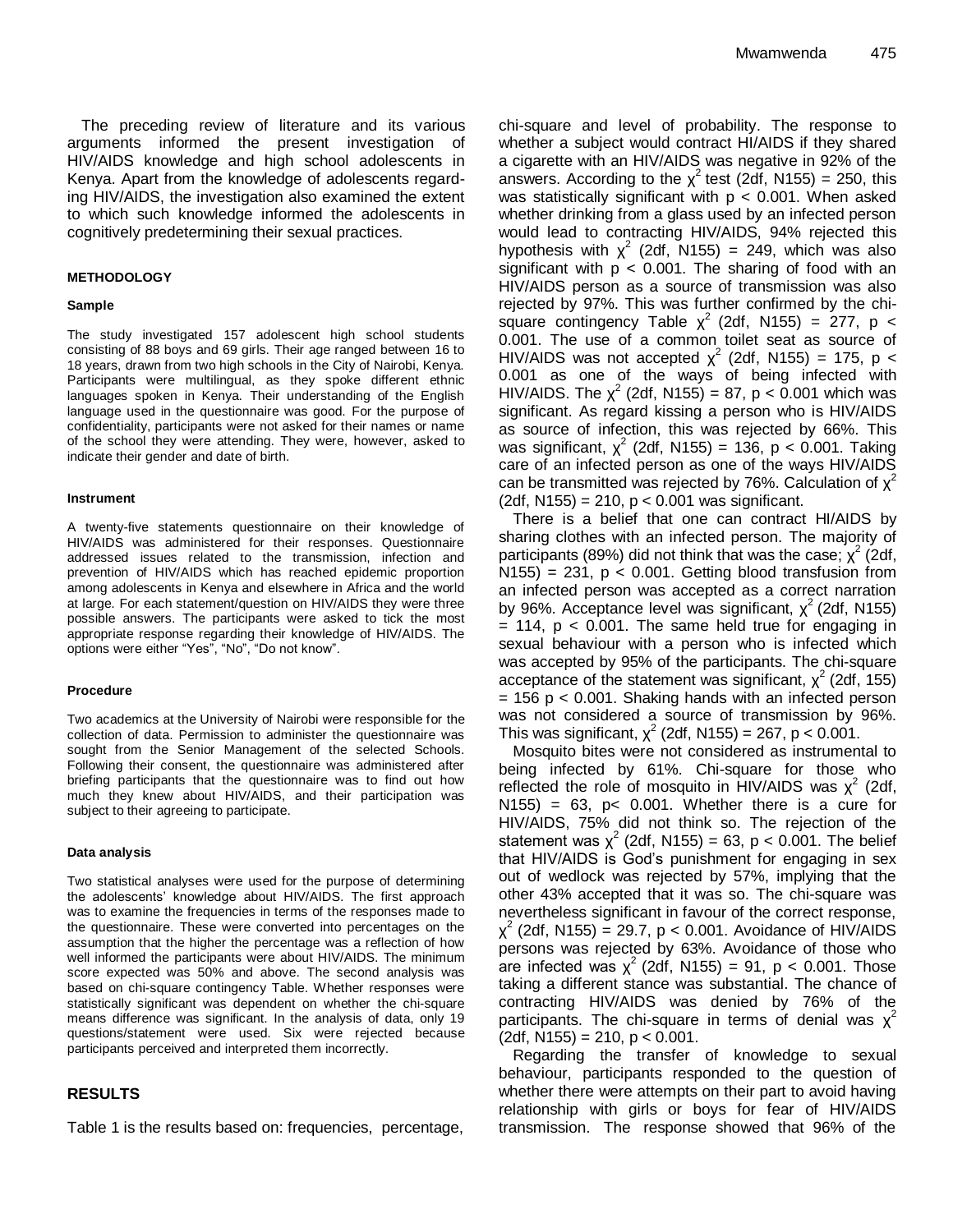The preceding review of literature and its various arguments informed the present investigation of HIV/AIDS knowledge and high school adolescents in Kenya. Apart from the knowledge of adolescents regarding HIV/AIDS, the investigation also examined the extent to which such knowledge informed the adolescents in cognitively predetermining their sexual practices.

## METHODOLOGY

### Sample

The study investigated 157 adolescent high school students consisting of 88 boys and 69 girls. Their age ranged between 16 to 18 years, drawn from two high schools in the City of Nairobi, Kenya. Participants were multilingual, as they spoke different ethnic languages spoken in Kenya. Their understanding of the English language used in the questionnaire was good. For the purpose of confidentiality, participants were not asked for their names or name of the school they were attending. They were, however, asked to indicate their gender and date of birth.

### Instrument

A twenty-five statements questionnaire on their knowledge of HIV/AIDS was administered for their responses. Questionnaire addressed issues related to the transmission, infection and prevention of HIV/AIDS which has reached epidemic proportion among adolescents in Kenya and elsewhere in Africa and the world at large. For each statement/question on HIV/AIDS they were three possible answers. The participants were asked to tick the most appropriate response regarding their knowledge of HIV/AIDS. The options were either "Yes", "No", "Do not know".

### Procedure

Two academics at the University of Nairobi were responsible for the collection of data. Permission to administer the questionnaire was sought from the Senior Management of the selected Schools. Following their consent, the questionnaire was administered after briefing participants that the questionnaire was to find out how much they knew about HIV/AIDS, and their participation was subject to their agreeing to participate.

### Data analysis

Two statistical analyses were used for the purpose of determining the adolescents' knowledge about HIV/AIDS. The first approach was to examine the frequencies in terms of the responses made to the questionnaire. These were converted into percentages on the assumption that the higher the percentage was a reflection of how well informed the participants were about HIV/AIDS. The minimum score expected was 50% and above. The second analysis was based on chi-square contingency Table. Whether responses were statistically significant was dependent on whether the chi-square means difference was significant. In the analysis of data, only 19 questions/statement were used. Six were rejected because participants perceived and interpreted them incorrectly.

## RESULTS

Table 1 is the results based on: frequencies, percentage, chi-square and level of probability. The response to whether a subject would contract HI/AIDS if they shared a cigarette with an HIV/AIDS was negative in 92% of the answers. According to the $\chi^2$ test (2df, N155) = 250, this was statistically significant with $p < 0.001$. When asked whether drinking from a glass used by an infected person would lead to contracting HIV/AIDS, 94% rejected this hypothesis with $\chi^2$ (2df, N155) = 249, which was also significant with $p < 0.001$. The sharing of food with an HIV/AIDS person as a source of transmission was also rejected by 97%. This was further confirmed by the chi-square contingency Table $\chi^2$ (2df, N155) = 277, $p < 0.001$. The use of a common toilet seat as source of HIV/AIDS was not accepted $\chi^2$ (2df, N155) = 175, $p < 0.001$ as one of the ways of being infected with HIV/AIDS. The $\chi^2$ (2df, N155) = 87, $p < 0.001$ which was significant. As regard kissing a person who is HIV/AIDS as source of infection, this was rejected by 66%. This was significant, $\chi^2$ (2df, N155) = 136, $p < 0.001$. Taking care of an infected person as one of the ways HIV/AIDS can be transmitted was rejected by 76%. Calculation of $\chi^2$ (2df, N155) = 210, $p < 0.001$ was significant.

There is a belief that one can contract HI/AIDS by sharing clothes with an infected person. The majority of participants (89%) did not think that was the case; $\chi^2$ (2df, N155) = 231, $p < 0.001$. Getting blood transfusion from an infected person was accepted as a correct narration by 96%. Acceptance level was significant, $\chi^2$ (2df, N155) = 114, $p < 0.001$. The same held true for engaging in sexual behaviour with a person who is infected which was accepted by 95% of the participants. The chi-square acceptance of the statement was significant, $\chi^2$ (2df, 155) = 156 $p < 0.001$. Shaking hands with an infected person was not considered a source of transmission by 96%. This was significant, $\chi^2$ (2df, N155) = 267, $p < 0.001$.

Mosquito bites were not considered as instrumental to being infected by 61%. Chi-square for those who reflected the role of mosquito in HIV/AIDS was $\chi^2$ (2df, N155) = 63, $p< 0.001$. Whether there is a cure for HIV/AIDS, 75% did not think so. The rejection of the statement was $\chi^2$ (2df, N155) = 63, $p < 0.001$. The belief that HIV/AIDS is God's punishment for engaging in sex out of wedlock was rejected by 57%, implying that the other 43% accepted that it was so. The chi-square was nevertheless significant in favour of the correct response, $\chi^2$ (2df, N155) = 29.7, $p < 0.001$. Avoidance of HIV/AIDS persons was rejected by 63%. Avoidance of those who are infected was $\chi^2$ (2df, N155) = 91, $p < 0.001$. Those taking a different stance was substantial. The chance of contracting HIV/AIDS was denied by 76% of the participants. The chi-square in terms of denial was $\chi^2$ (2df, N155) = 210, $p < 0.001$.

Regarding the transfer of knowledge to sexual behaviour, participants responded to the question of whether there were attempts on their part to avoid having relationship with girls or boys for fear of HIV/AIDS transmission. The response showed that 96% of the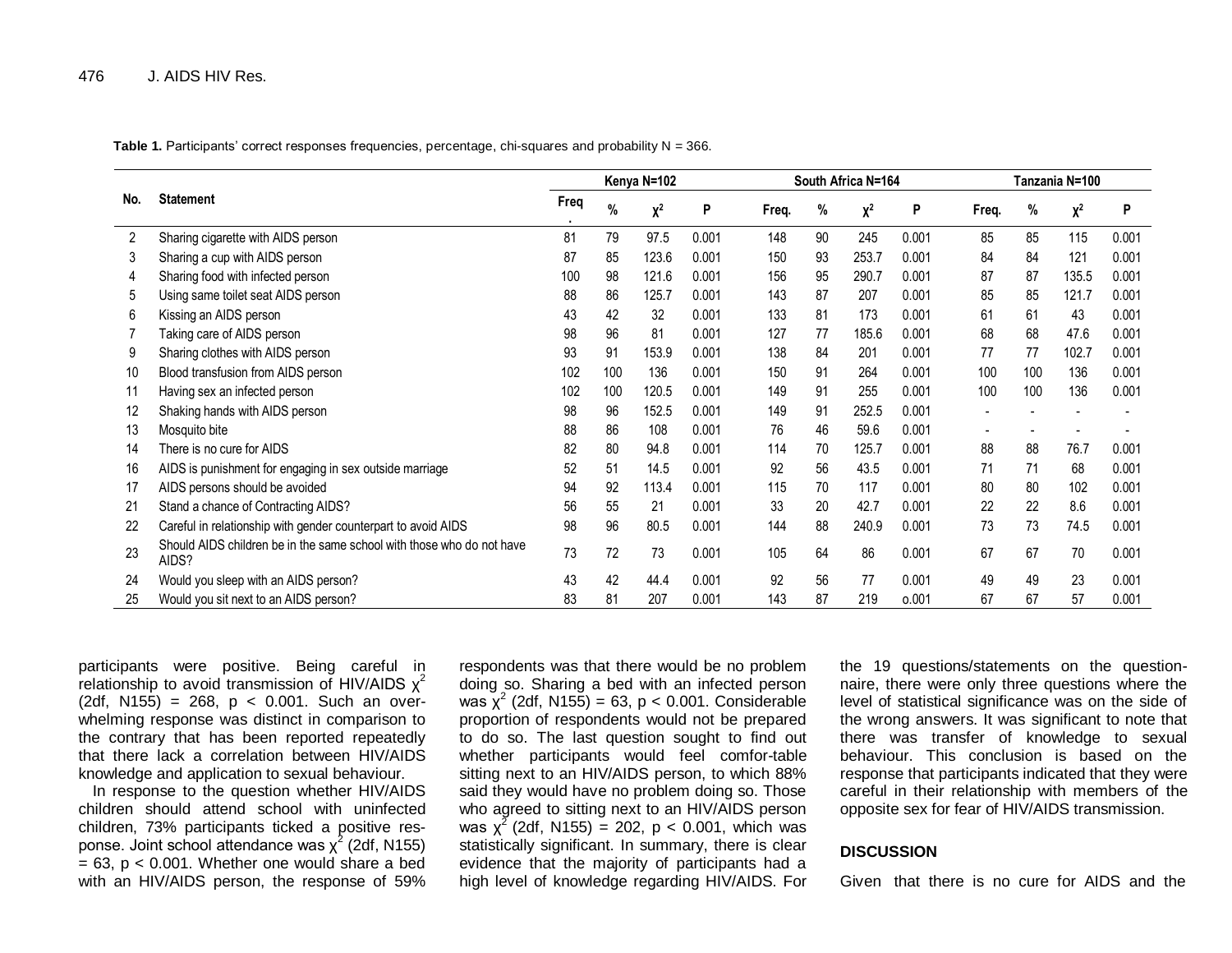**Table 1.** Participants' correct responses frequencies, percentage, chi-squares and probability N = 366.

| No. | Statement | Kenya N=102 | | | | South Africa N=164 | | | | Tanzania N=100 | | | |
|---|---|---|---|---|---|---|---|---|---|---|---|---|---|
| | | Freq. | % | $\chi^2$ | P | Freq. | % | $\chi^2$ | P | Freq. | % | $\chi^2$ | P |
| 2 | Sharing cigarette with AIDS person | 81 | 79 | 97.5 | 0.001 | 148 | 90 | 245 | 0.001 | 85 | 85 | 115 | 0.001 |
| 3 | Sharing a cup with AIDS person | 87 | 85 | 123.6 | 0.001 | 150 | 93 | 253.7 | 0.001 | 84 | 84 | 121 | 0.001 |
| 4 | Sharing food with infected person | 100 | 98 | 121.6 | 0.001 | 156 | 95 | 290.7 | 0.001 | 87 | 87 | 135.5 | 0.001 |
| 5 | Using same toilet seat AIDS person | 88 | 86 | 125.7 | 0.001 | 143 | 87 | 207 | 0.001 | 85 | 85 | 121.7 | 0.001 |
| 6 | Kissing an AIDS person | 43 | 42 | 32 | 0.001 | 133 | 81 | 173 | 0.001 | 61 | 61 | 43 | 0.001 |
| 7 | Taking care of AIDS person | 98 | 96 | 81 | 0.001 | 127 | 77 | 185.6 | 0.001 | 68 | 68 | 47.6 | 0.001 |
| 9 | Sharing clothes with AIDS person | 93 | 91 | 153.9 | 0.001 | 138 | 84 | 201 | 0.001 | 77 | 77 | 102.7 | 0.001 |
| 10 | Blood transfusion from AIDS person | 102 | 100 | 136 | 0.001 | 150 | 91 | 264 | 0.001 | 100 | 100 | 136 | 0.001 |
| 11 | Having sex an infected person | 102 | 100 | 120.5 | 0.001 | 149 | 91 | 255 | 0.001 | 100 | 100 | 136 | 0.001 |
| 12 | Shaking hands with AIDS person | 98 | 96 | 152.5 | 0.001 | 149 | 91 | 252.5 | 0.001 | - | - | - | - |
| 13 | Mosquito bite | 88 | 86 | 108 | 0.001 | 76 | 46 | 59.6 | 0.001 | - | - | - | - |
| 14 | There is no cure for AIDS | 82 | 80 | 94.8 | 0.001 | 114 | 70 | 125.7 | 0.001 | 88 | 88 | 76.7 | 0.001 |
| 16 | AIDS is punishment for engaging in sex outside marriage | 52 | 51 | 14.5 | 0.001 | 92 | 56 | 43.5 | 0.001 | 71 | 71 | 68 | 0.001 |
| 17 | AIDS persons should be avoided | 94 | 92 | 113.4 | 0.001 | 115 | 70 | 117 | 0.001 | 80 | 80 | 102 | 0.001 |
| 21 | Stand a chance of Contracting AIDS? | 56 | 55 | 21 | 0.001 | 33 | 20 | 42.7 | 0.001 | 22 | 22 | 8.6 | 0.001 |
| 22 | Careful in relationship with gender counterpart to avoid AIDS | 98 | 96 | 80.5 | 0.001 | 144 | 88 | 240.9 | 0.001 | 73 | 73 | 74.5 | 0.001 |
| 23 | Should AIDS children be in the same school with those who do not have AIDS? | 73 | 72 | 73 | 0.001 | 105 | 64 | 86 | 0.001 | 67 | 67 | 70 | 0.001 |
| 24 | Would you sleep with an AIDS person? | 43 | 42 | 44.4 | 0.001 | 92 | 56 | 77 | 0.001 | 49 | 49 | 23 | 0.001 |
| 25 | Would you sit next to an AIDS person? | 83 | 81 | 207 | 0.001 | 143 | 87 | 219 | o.001 | 67 | 67 | 57 | 0.001 |

participants were positive. Being careful in relationship to avoid transmission of HIV/AIDS $\chi^2$ (2df, N155) = 268, $p < 0.001$. Such an overwhelming response was distinct in comparison to the contrary that has been reported repeatedly that there lack a correlation between HIV/AIDS knowledge and application to sexual behaviour.

In response to the question whether HIV/AIDS children should attend school with uninfected children, 73% participants ticked a positive response. Joint school attendance was $\chi^2$ (2df, N155) = 63, $p < 0.001$. Whether one would share a bed with an HIV/AIDS person, the response of 59% respondents was that there would be no problem doing so. Sharing a bed with an infected person was $\chi^2$ (2df, N155) = 63, $p < 0.001$. Considerable proportion of respondents would not be prepared to do so. The last question sought to find out whether participants would feel comfor-table sitting next to an HIV/AIDS person, to which 88% said they would have no problem doing so. Those who agreed to sitting next to an HIV/AIDS person was $\chi^2$ (2df, N155) = 202, $p < 0.001$, which was statistically significant. In summary, there is clear evidence that the majority of participants had a high level of knowledge regarding HIV/AIDS. For the 19 questions/statements on the questionnaire, there were only three questions where the level of statistical significance was on the side of the wrong answers. It was significant to note that there was transfer of knowledge to sexual behaviour. This conclusion is based on the response that participants indicated that they were careful in their relationship with members of the opposite sex for fear of HIV/AIDS transmission.

## DISCUSSION

Given that there is no cure for AIDS and the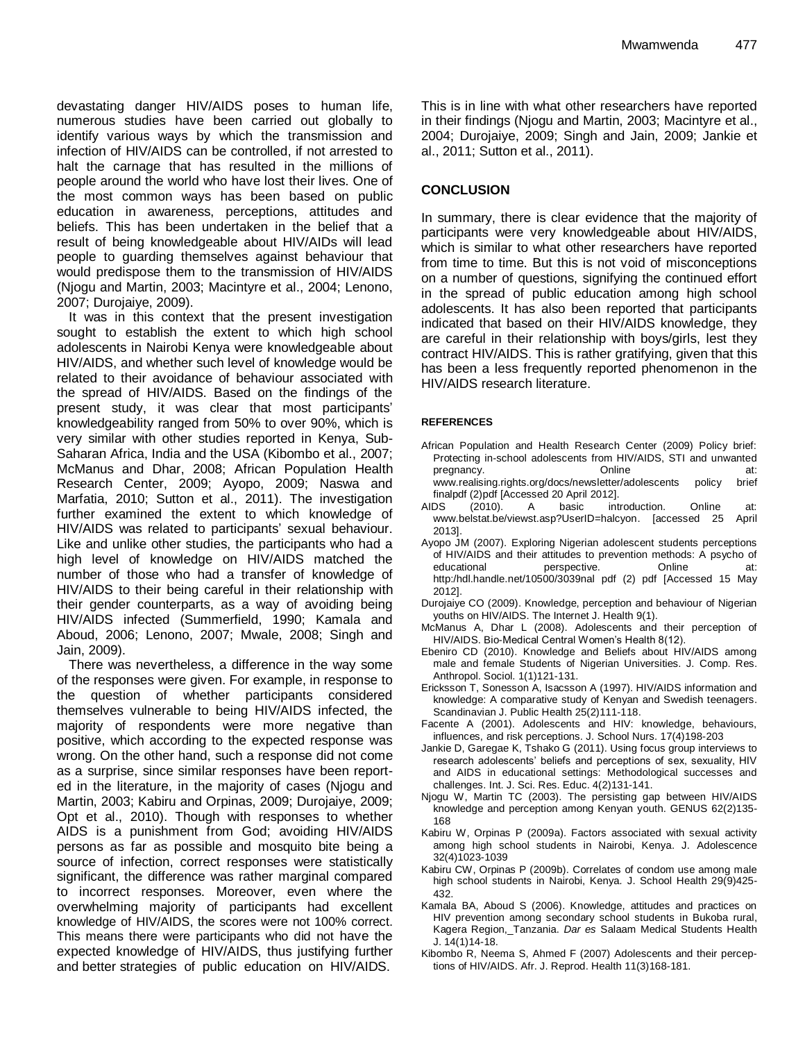devastating danger HIV/AIDS poses to human life, numerous studies have been carried out globally to identify various ways by which the transmission and infection of HIV/AIDS can be controlled, if not arrested to halt the carnage that has resulted in the millions of people around the world who have lost their lives. One of the most common ways has been based on public education in awareness, perceptions, attitudes and beliefs. This has been undertaken in the belief that a result of being knowledgeable about HIV/AIDs will lead people to guarding themselves against behaviour that would predispose them to the transmission of HIV/AIDS (Njogu and Martin, 2003; Macintyre et al., 2004; Lenono, 2007; Durojaiye, 2009).

It was in this context that the present investigation sought to establish the extent to which high school adolescents in Nairobi Kenya were knowledgeable about HIV/AIDS, and whether such level of knowledge would be related to their avoidance of behaviour associated with the spread of HIV/AIDS. Based on the findings of the present study, it was clear that most participants' knowledgeability ranged from 50% to over 90%, which is very similar with other studies reported in Kenya, Sub-Saharan Africa, India and the USA (Kibombo et al., 2007; McManus and Dhar, 2008; African Population Health Research Center, 2009; Ayopo, 2009; Naswa and Marfatia, 2010; Sutton et al., 2011). The investigation further examined the extent to which knowledge of HIV/AIDS was related to participants' sexual behaviour. Like and unlike other studies, the participants who had a high level of knowledge on HIV/AIDS matched the number of those who had a transfer of knowledge of HIV/AIDS to their being careful in their relationship with their gender counterparts, as a way of avoiding being HIV/AIDS infected (Summerfield, 1990; Kamala and Aboud, 2006; Lenono, 2007; Mwale, 2008; Singh and Jain, 2009).

There was nevertheless, a difference in the way some of the responses were given. For example, in response to the question of whether participants considered themselves vulnerable to being HIV/AIDS infected, the majority of respondents were more negative than positive, which according to the expected response was wrong. On the other hand, such a response did not come as a surprise, since similar responses have been reported in the literature, in the majority of cases (Njogu and Martin, 2003; Kabiru and Orpinas, 2009; Durojaiye, 2009; Opt et al., 2010). Though with responses to whether AIDS is a punishment from God; avoiding HIV/AIDS persons as far as possible and mosquito bite being a source of infection, correct responses were statistically significant, the difference was rather marginal compared to incorrect responses. Moreover, even where the overwhelming majority of participants had excellent knowledge of HIV/AIDS, the scores were not 100% correct. This means there were participants who did not have the expected knowledge of HIV/AIDS, thus justifying further and better strategies of public education on HIV/AIDS. This is in line with what other researchers have reported in their findings (Njogu and Martin, 2003; Macintyre et al., 2004; Durojaiye, 2009; Singh and Jain, 2009; Jankie et al., 2011; Sutton et al., 2011).

## CONCLUSION

In summary, there is clear evidence that the majority of participants were very knowledgeable about HIV/AIDS, which is similar to what other researchers have reported from time to time. But this is not void of misconceptions on a number of questions, signifying the continued effort in the spread of public education among high school adolescents. It has also been reported that participants indicated that based on their HIV/AIDS knowledge, they are careful in their relationship with boys/girls, lest they contract HIV/AIDS. This is rather gratifying, given that this has been a less frequently reported phenomenon in the HIV/AIDS research literature.

## REFERENCES

African Population and Health Research Center (2009) Policy brief: Protecting in-school adolescents from HIV/AIDS, STI and unwanted pregnancy. Online at: www.realising.rights.org/docs/newsletter/adolescents policy brief finalpdf (2)pdf [Accessed 20 April 2012].

AIDS (2010). A basic introduction. Online at: www.belstat.be/viewst.asp?UserID=halcyon. [accessed 25 April 2013].

Ayopo JM (2007). Exploring Nigerian adolescent students perceptions of HIV/AIDS and their attitudes to prevention methods: A psycho of educational perspective. Online at: http:/hdl.handle.net/10500/3039nal pdf (2) pdf [Accessed 15 May 2012].

Durojaiye CO (2009). Knowledge, perception and behaviour of Nigerian youths on HIV/AIDS. The Internet J. Health 9(1).

McManus A, Dhar L (2008). Adolescents and their perception of HIV/AIDS. Bio-Medical Central Women's Health 8(12).

Ebeniro CD (2010). Knowledge and Beliefs about HIV/AIDS among male and female Students of Nigerian Universities. J. Comp. Res. Anthropol. Sociol. 1(1)121-131.

Ericksson T, Sonesson A, Isacsson A (1997). HIV/AIDS information and knowledge: A comparative study of Kenyan and Swedish teenagers. Scandinavian J. Public Health 25(2)111-118.

Facente A (2001). Adolescents and HIV: knowledge, behaviours, influences, and risk perceptions. J. School Nurs. 17(4)198-203

Jankie D, Garegae K, Tshako G (2011). Using focus group interviews to research adolescents' beliefs and perceptions of sex, sexuality, HIV and AIDS in educational settings: Methodological successes and challenges. Int. J. Sci. Res. Educ. 4(2)131-141.

Njogu W, Martin TC (2003). The persisting gap between HIV/AIDS knowledge and perception among Kenyan youth. GENUS 62(2)135-168

Kabiru W, Orpinas P (2009a). Factors associated with sexual activity among high school students in Nairobi, Kenya. J. Adolescence 32(4)1023-1039

Kabiru CW, Orpinas P (2009b). Correlates of condom use among male high school students in Nairobi, Kenya. J. School Health 29(9)425-432.

Kamala BA, Aboud S (2006). Knowledge, attitudes and practices on HIV prevention among secondary school students in Bukoba rural, Kagera Region, Tanzania. *Dar es* Salaam Medical Students Health J. 14(1)14-18.

Kibombo R, Neema S, Ahmed F (2007) Adolescents and their perceptions of HIV/AIDS. Afr. J. Reprod. Health 11(3)168-181.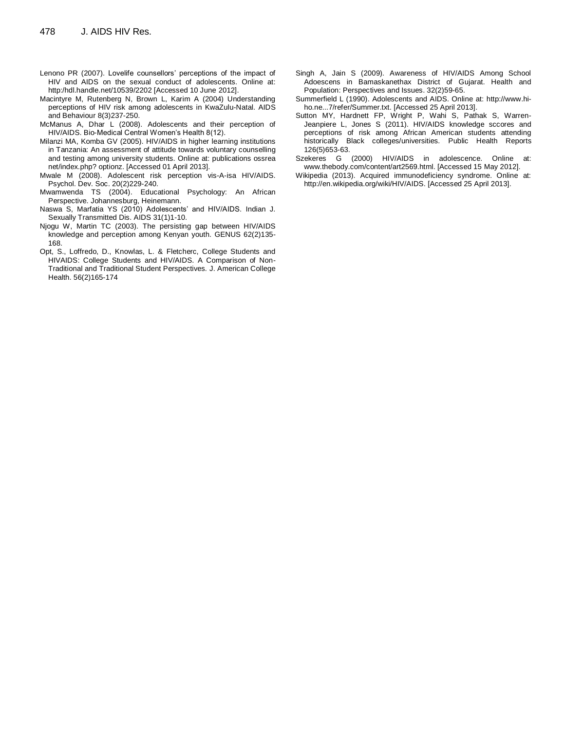Lenono PR (2007). Lovelife counsellors' perceptions of the impact of HIV and AIDS on the sexual conduct of adolescents. Online at: http:/hdl.handle.net/10539/2202 [Accessed 10 June 2012].

Macintyre M, Rutenberg N, Brown L, Karim A (2004) Understanding perceptions of HIV risk among adolescents in KwaZulu-Natal. AIDS and Behaviour 8(3)237-250.

McManus A, Dhar L (2008). Adolescents and their perception of HIV/AIDS. Bio-Medical Central Women's Health 8(12).

Milanzi MA, Komba GV (2005). HIV/AIDS in higher learning institutions in Tanzania: An assessment of attitude towards voluntary counselling and testing among university students. Online at: publications ossrea net/index.php? optionz. [Accessed 01 April 2013].

Mwale M (2008). Adolescent risk perception vis-A-isa HIV/AIDS. Psychol. Dev. Soc. 20(2)229-240.

Mwamwenda TS (2004). Educational Psychology: An African Perspective. Johannesburg, Heinemann.

Naswa S, Marfatia YS (2010) Adolescents' and HIV/AIDS. Indian J. Sexually Transmitted Dis. AIDS 31(1)1-10.

Njogu W, Martin TC (2003). The persisting gap between HIV/AIDS knowledge and perception among Kenyan youth. GENUS 62(2)135-168.

Opt, S., Loffredo, D., Knowlas, L. & Fletcherc, College Students and HIVAIDS: College Students and HIV/AIDS. A Comparison of Non-Traditional and Traditional Student Perspectives. J. American College Health. 56(2)165-174

Singh A, Jain S (2009). Awareness of HIV/AIDS Among School Adoescens in Bamaskanethax District of Gujarat. Health and Population: Perspectives and Issues. 32(2)59-65.

Summerfield L (1990). Adolescents and AIDS. Online at: http://www.hi-ho.ne...7/refer/Summer.txt. [Accessed 25 April 2013].

Sutton MY, Hardnett FP, Wright P, Wahi S, Pathak S, Warren-Jeanpiere L, Jones S (2011). HIV/AIDS knowledge sccores and perceptions of risk among African American students attending historically Black colleges/universities. Public Health Reports 126(5)653-63.

Szekeres G (2000) HIV/AIDS in adolescence. Online at: www.thebody.com/content/art2569.html. [Accessed 15 May 2012].

Wikipedia (2013). Acquired immunodeficiency syndrome. Online at: http://en.wikipedia.org/wiki/HIV/AIDS. [Accessed 25 April 2013].